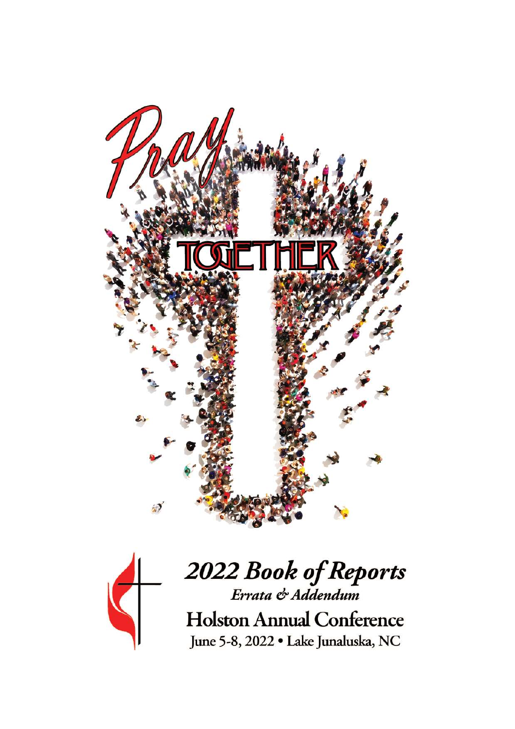Pray

TOGETHER

# 2022 Book of Reports

*Errata & Addendum*

## Holston Annual Conference

June 5-8, 2022 • Lake Junaluska, NC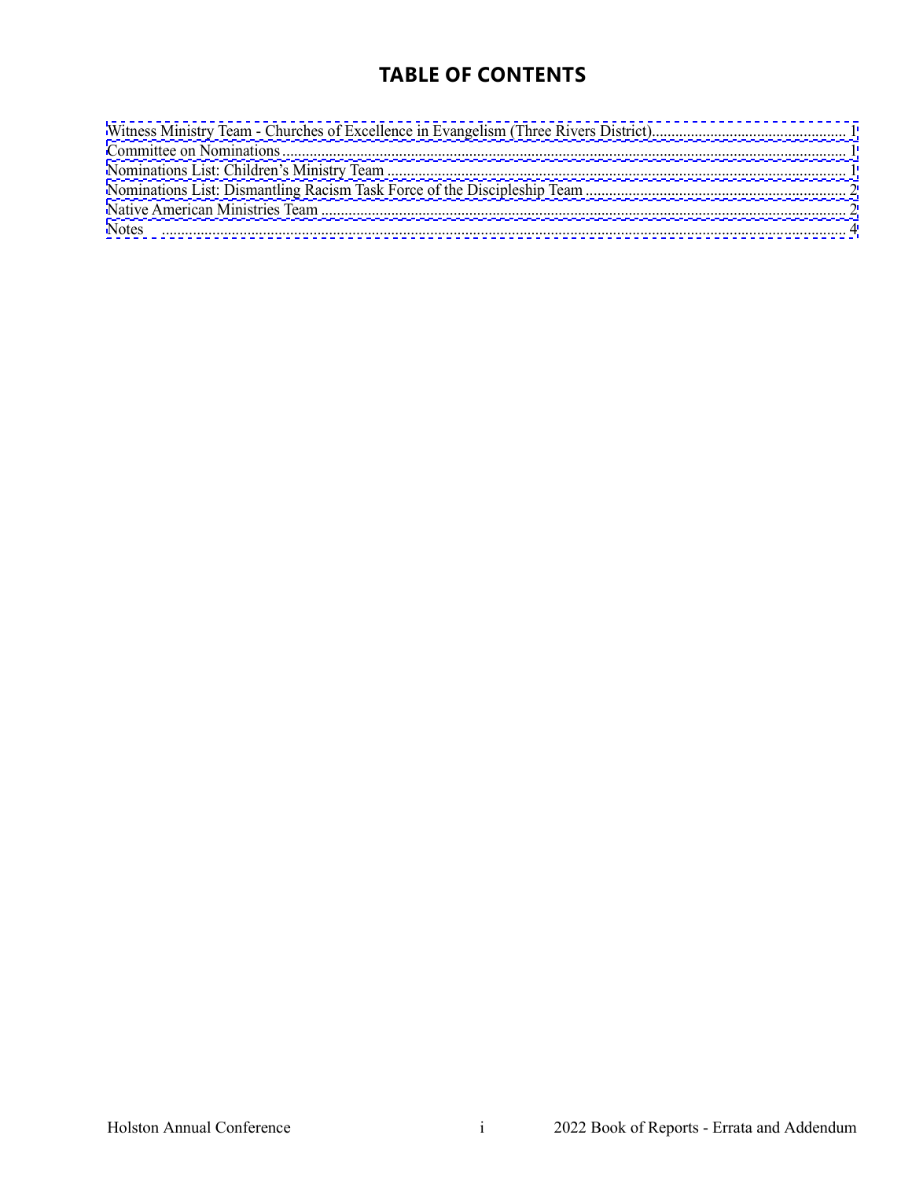# TABLE OF CONTENTS

Witness Ministry Team - Churches of Excellence in Evangelism (Three Rivers District) .................. 1
Committee on Nominations .................. 1
Nominations List: Children's Ministry Team .................. 1
Nominations List: Dismantling Racism Task Force of the Discipleship Team .................. 2
Native American Ministries Team .................. 2
Notes .................. 4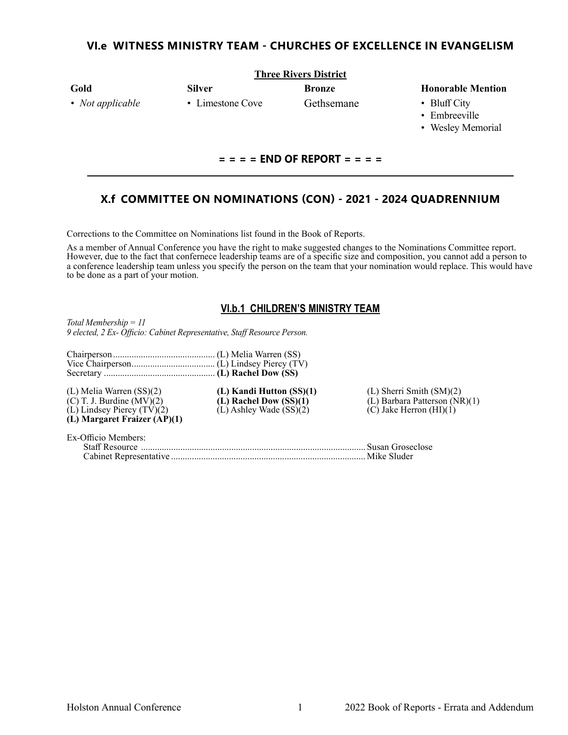## VI.e WITNESS MINISTRY TEAM - CHURCHES OF EXCELLENCE IN EVANGELISM

**Three Rivers District**

| Gold | Silver | Bronze | Honorable Mention |
|---|---|---|---|
| • *Not applicable* | • Limestone Cove | Gethsemane | • Bluff City<br>• Embreeville<br>• Wesley Memorial |

**= = = = END OF REPORT = = = =**

---

## X.f COMMITTEE ON NOMINATIONS (CON) - 2021 - 2024 QUADRENNIUM

Corrections to the Committee on Nominations list found in the Book of Reports.

As a member of Annual Conference you have the right to make suggested changes to the Nominations Committee report. However, due to the fact that confernece leadership teams are of a specific size and composition, you cannot add a person to a conference leadership team unless you specify the person on the team that your nomination would replace. This would have to be done as a part of your motion.

### VI.b.1 CHILDREN'S MINISTRY TEAM

*Total Membership = 11*
*9 elected, 2 Ex- Officio: Cabinet Representative, Staff Resource Person.*

Chairperson ........................................... (L) Melia Warren (SS)
Vice Chairperson................................... (L) Lindsey Piercy (TV)
Secretary ............................................... **(L) Rachel Dow (SS)**

(L) Melia Warren (SS)(2)
(C) T. J. Burdine (MV)(2)
(L) Lindsey Piercy (TV)(2)
**(L) Margaret Fraizer (AP)(1)**
**(L) Kandi Hutton (SS)(1)**
**(L) Rachel Dow (SS)(1)**
(L) Ashley Wade (SS)(2)
(L) Sherri Smith (SM)(2)
(L) Barbara Patterson (NR)(1)
(C) Jake Herron (HI)(1)

Ex-Officio Members:
Staff Resource ................................................................................................ Susan Groseclose
Cabinet Representative ................................................................................... Mike Sluder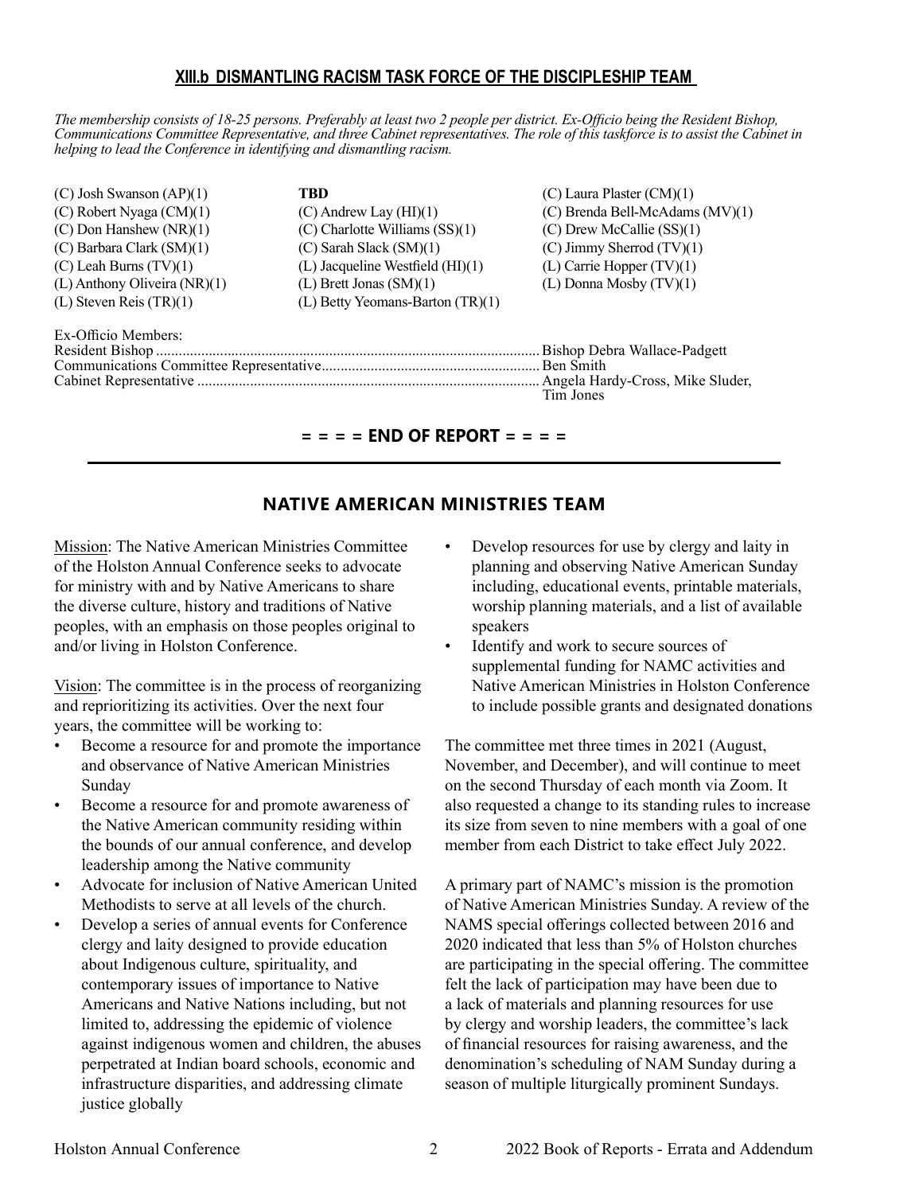## XIII.b DISMANTLING RACISM TASK FORCE OF THE DISCIPLESHIP TEAM

*The membership consists of 18-25 persons. Preferably at least two 2 people per district. Ex-Officio being the Resident Bishop, Communications Committee Representative, and three Cabinet representatives. The role of this taskforce is to assist the Cabinet in helping to lead the Conference in identifying and dismantling racism.*

(C) Josh Swanson (AP)(1)
(C) Robert Nyaga (CM)(1)
(C) Don Hanshew (NR)(1)
(C) Barbara Clark (SM)(1)
(C) Leah Burns (TV)(1)
(L) Anthony Oliveira (NR)(1)
(L) Steven Reis (TR)(1)

**TBD**
(C) Andrew Lay (HI)(1)
(C) Charlotte Williams (SS)(1)
(C) Sarah Slack (SM)(1)
(L) Jacqueline Westfield (HI)(1)
(L) Brett Jonas (SM)(1)
(L) Betty Yeomans-Barton (TR)(1)

(C) Laura Plaster (CM)(1)
(C) Brenda Bell-McAdams (MV)(1)
(C) Drew McCallie (SS)(1)
(C) Jimmy Sherrod (TV)(1)
(L) Carrie Hopper (TV)(1)
(L) Donna Mosby (TV)(1)

Ex-Officio Members:
Resident Bishop .......... Bishop Debra Wallace-Padgett
Communications Committee Representative .......... Ben Smith
Cabinet Representative .......... Angela Hardy-Cross, Mike Sluder, Tim Jones

**= = = = END OF REPORT = = = =**

## NATIVE AMERICAN MINISTRIES TEAM

Mission: The Native American Ministries Committee of the Holston Annual Conference seeks to advocate for ministry with and by Native Americans to share the diverse culture, history and traditions of Native peoples, with an emphasis on those peoples original to and/or living in Holston Conference.

Vision: The committee is in the process of reorganizing and reprioritizing its activities. Over the next four years, the committee will be working to:

- Become a resource for and promote the importance and observance of Native American Ministries Sunday
- Become a resource for and promote awareness of the Native American community residing within the bounds of our annual conference, and develop leadership among the Native community
- Advocate for inclusion of Native American United Methodists to serve at all levels of the church.
- Develop a series of annual events for Conference clergy and laity designed to provide education about Indigenous culture, spirituality, and contemporary issues of importance to Native Americans and Native Nations including, but not limited to, addressing the epidemic of violence against indigenous women and children, the abuses perpetrated at Indian board schools, economic and infrastructure disparities, and addressing climate justice globally
- Develop resources for use by clergy and laity in planning and observing Native American Sunday including, educational events, printable materials, worship planning materials, and a list of available speakers
- Identify and work to secure sources of supplemental funding for NAMC activities and Native American Ministries in Holston Conference to include possible grants and designated donations

The committee met three times in 2021 (August, November, and December), and will continue to meet on the second Thursday of each month via Zoom. It also requested a change to its standing rules to increase its size from seven to nine members with a goal of one member from each District to take effect July 2022.

A primary part of NAMC's mission is the promotion of Native American Ministries Sunday. A review of the NAMS special offerings collected between 2016 and 2020 indicated that less than 5% of Holston churches are participating in the special offering. The committee felt the lack of participation may have been due to a lack of materials and planning resources for use by clergy and worship leaders, the committee's lack of financial resources for raising awareness, and the denomination's scheduling of NAM Sunday during a season of multiple liturgically prominent Sundays.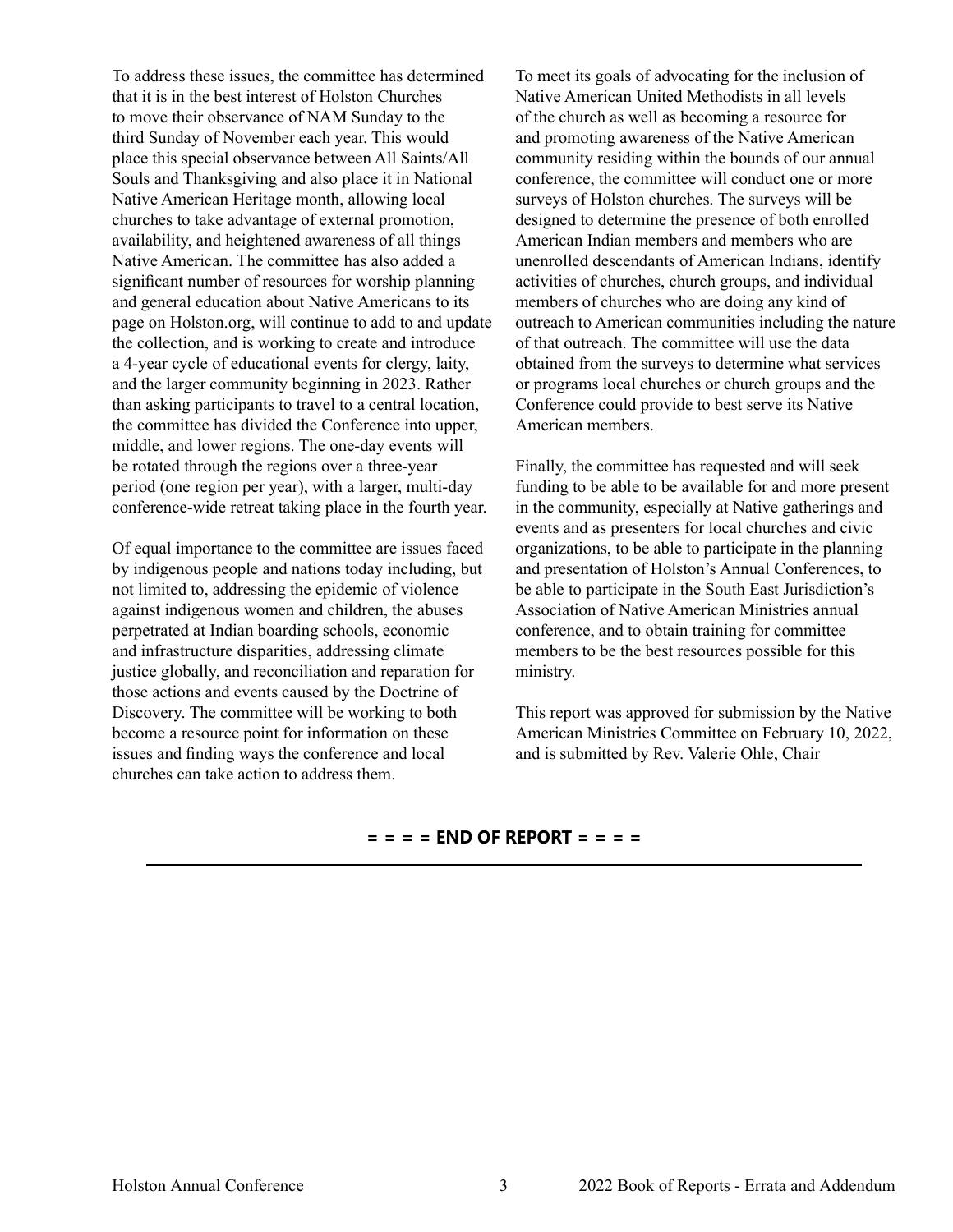To address these issues, the committee has determined that it is in the best interest of Holston Churches to move their observance of NAM Sunday to the third Sunday of November each year. This would place this special observance between All Saints/All Souls and Thanksgiving and also place it in National Native American Heritage month, allowing local churches to take advantage of external promotion, availability, and heightened awareness of all things Native American. The committee has also added a significant number of resources for worship planning and general education about Native Americans to its page on Holston.org, will continue to add to and update the collection, and is working to create and introduce a 4-year cycle of educational events for clergy, laity, and the larger community beginning in 2023. Rather than asking participants to travel to a central location, the committee has divided the Conference into upper, middle, and lower regions. The one-day events will be rotated through the regions over a three-year period (one region per year), with a larger, multi-day conference-wide retreat taking place in the fourth year.

Of equal importance to the committee are issues faced by indigenous people and nations today including, but not limited to, addressing the epidemic of violence against indigenous women and children, the abuses perpetrated at Indian boarding schools, economic and infrastructure disparities, addressing climate justice globally, and reconciliation and reparation for those actions and events caused by the Doctrine of Discovery. The committee will be working to both become a resource point for information on these issues and finding ways the conference and local churches can take action to address them.

To meet its goals of advocating for the inclusion of Native American United Methodists in all levels of the church as well as becoming a resource for and promoting awareness of the Native American community residing within the bounds of our annual conference, the committee will conduct one or more surveys of Holston churches. The surveys will be designed to determine the presence of both enrolled American Indian members and members who are unenrolled descendants of American Indians, identify activities of churches, church groups, and individual members of churches who are doing any kind of outreach to American communities including the nature of that outreach. The committee will use the data obtained from the surveys to determine what services or programs local churches or church groups and the Conference could provide to best serve its Native American members.

Finally, the committee has requested and will seek funding to be able to be available for and more present in the community, especially at Native gatherings and events and as presenters for local churches and civic organizations, to be able to participate in the planning and presentation of Holston's Annual Conferences, to be able to participate in the South East Jurisdiction's Association of Native American Ministries annual conference, and to obtain training for committee members to be the best resources possible for this ministry.

This report was approved for submission by the Native American Ministries Committee on February 10, 2022, and is submitted by Rev. Valerie Ohle, Chair

**= = = = END OF REPORT = = = =**

---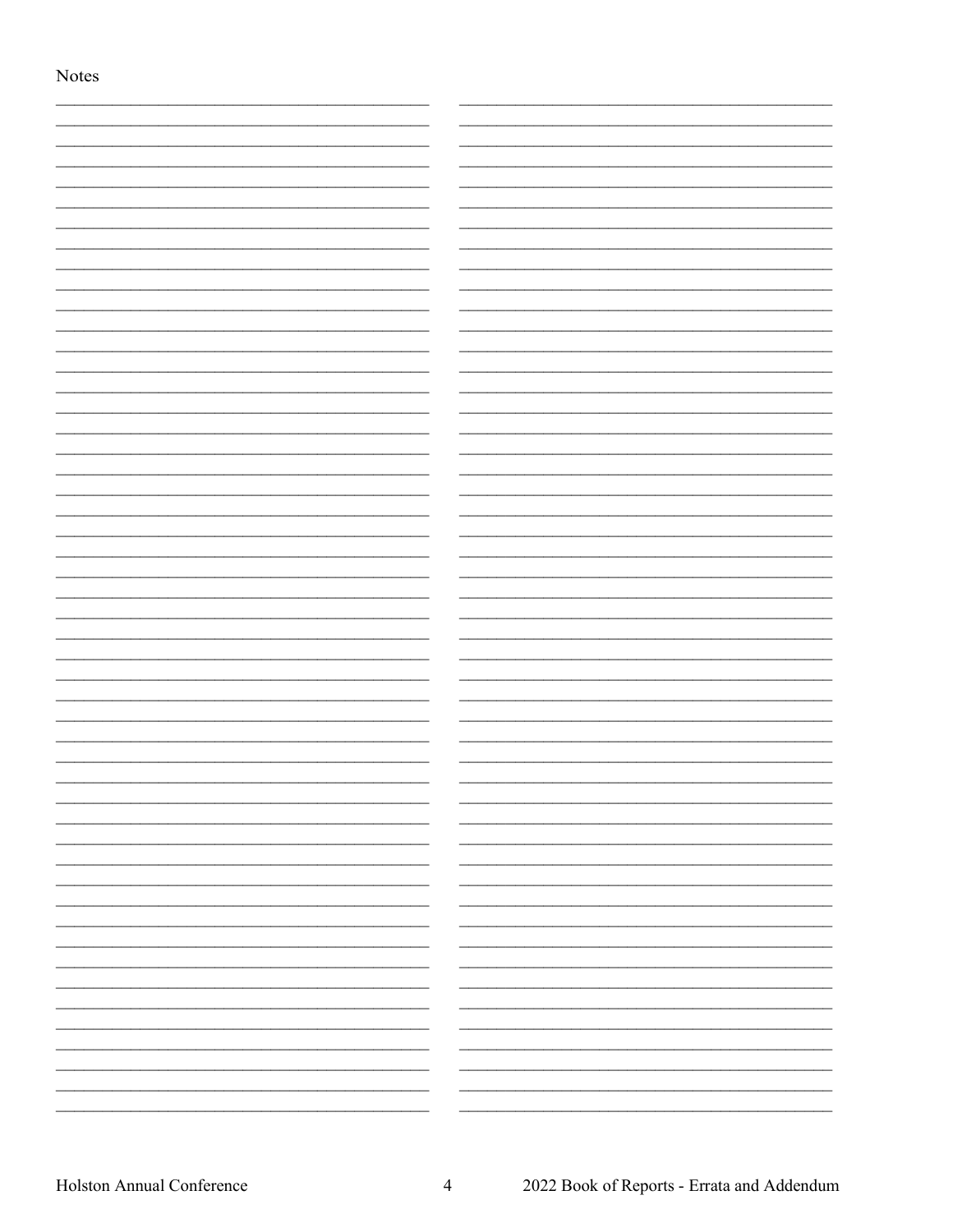Notes